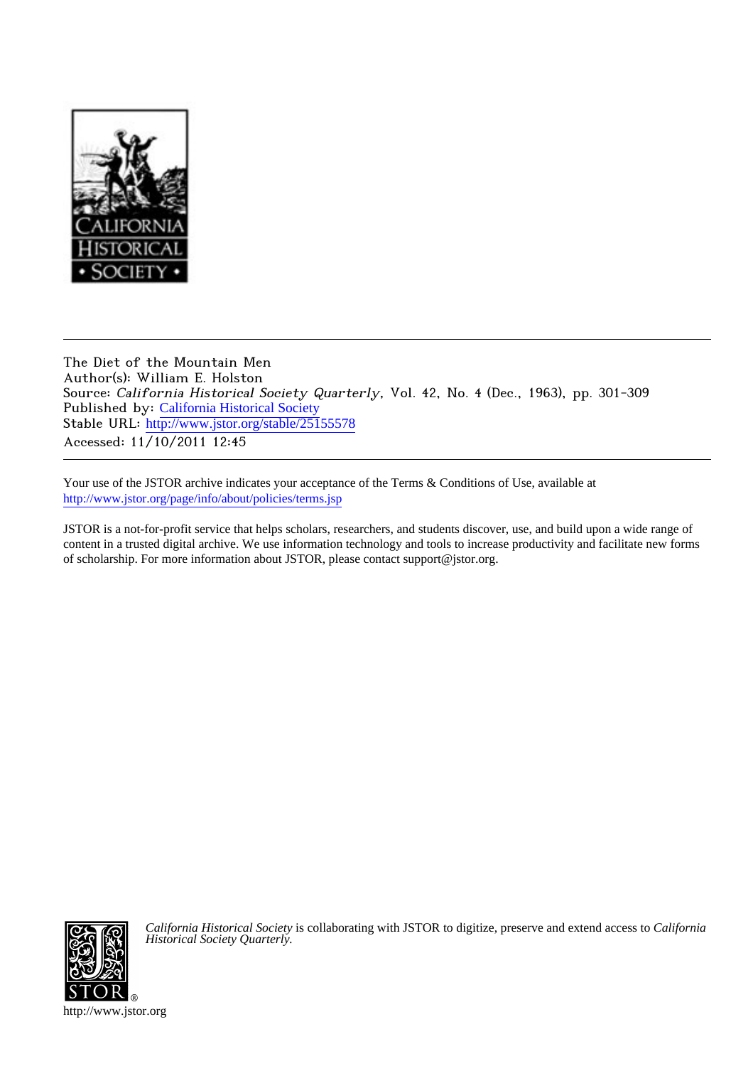CALIFORNIA HISTORICAL SOCIETY

The Diet of the Mountain Men
Author(s): William E. Holston
Source: *California Historical Society Quarterly*, Vol. 42, No. 4 (Dec., 1963), pp. 301-309
Published by: California Historical Society
Stable URL: http://www.jstor.org/stable/25155578
Accessed: 11/10/2011 12:45

Your use of the JSTOR archive indicates your acceptance of the Terms & Conditions of Use, available at
http://www.jstor.org/page/info/about/policies/terms.jsp

JSTOR is a not-for-profit service that helps scholars, researchers, and students discover, use, and build upon a wide range of content in a trusted digital archive. We use information technology and tools to increase productivity and facilitate new forms of scholarship. For more information about JSTOR, please contact support@jstor.org.

*California Historical Society* is collaborating with JSTOR to digitize, preserve and extend access to *California Historical Society Quarterly.*

http://www.jstor.org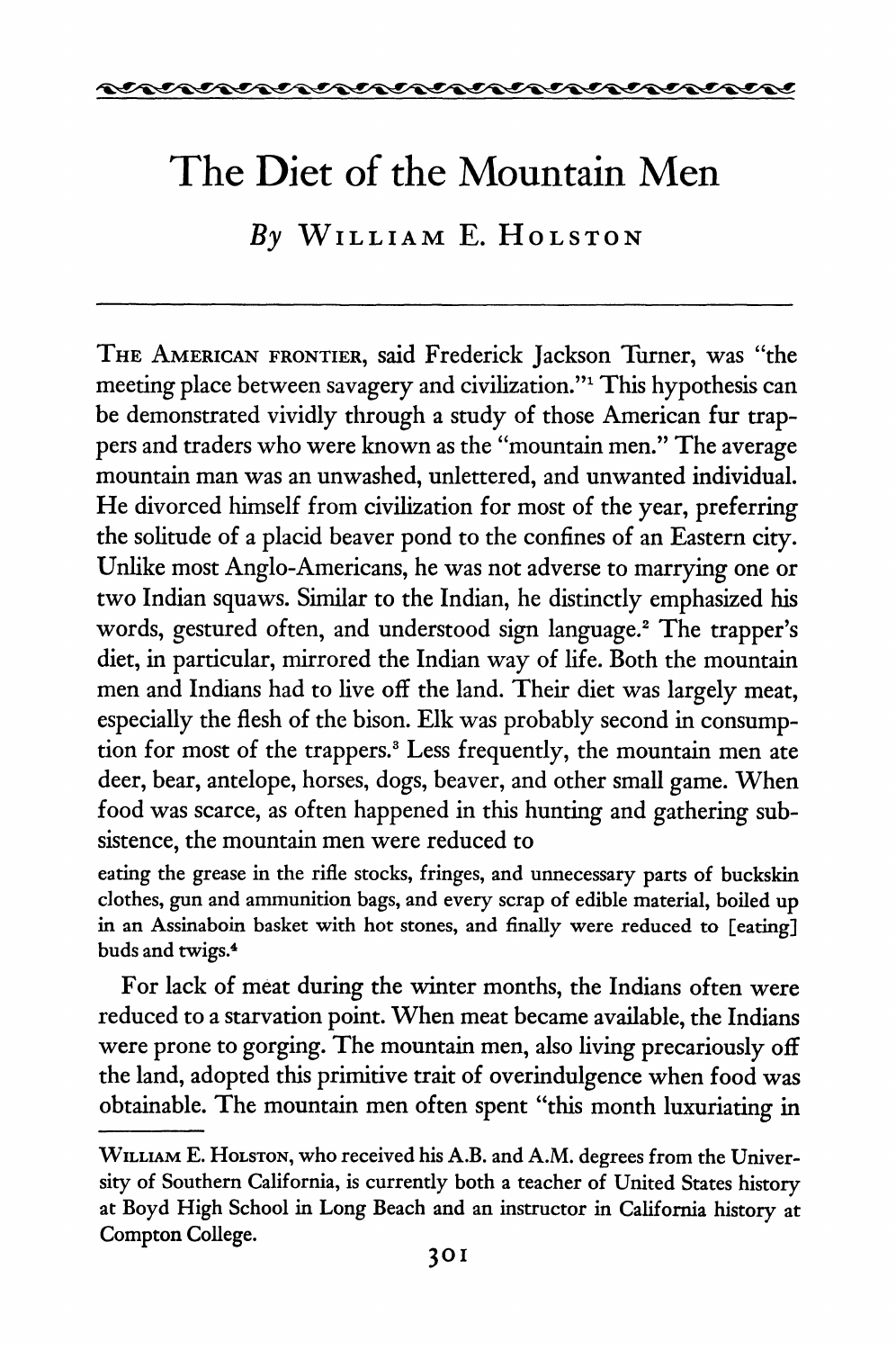# The Diet of the Mountain Men

*By* WILLIAM E. HOLSTON

THE AMERICAN FRONTIER, said Frederick Jackson Turner, was "the meeting place between savagery and civilization."[1] This hypothesis can be demonstrated vividly through a study of those American fur trappers and traders who were known as the "mountain men." The average mountain man was an unwashed, unlettered, and unwanted individual. He divorced himself from civilization for most of the year, preferring the solitude of a placid beaver pond to the confines of an Eastern city. Unlike most Anglo-Americans, he was not adverse to marrying one or two Indian squaws. Similar to the Indian, he distinctly emphasized his words, gestured often, and understood sign language.[2] The trapper's diet, in particular, mirrored the Indian way of life. Both the mountain men and Indians had to live off the land. Their diet was largely meat, especially the flesh of the bison. Elk was probably second in consumption for most of the trappers.[3] Less frequently, the mountain men ate deer, bear, antelope, horses, dogs, beaver, and other small game. When food was scarce, as often happened in this hunting and gathering subsistence, the mountain men were reduced to

> eating the grease in the rifle stocks, fringes, and unnecessary parts of buckskin clothes, gun and ammunition bags, and every scrap of edible material, boiled up in an Assinaboin basket with hot stones, and finally were reduced to [eating] buds and twigs.[4]

For lack of meat during the winter months, the Indians often were reduced to a starvation point. When meat became available, the Indians were prone to gorging. The mountain men, also living precariously off the land, adopted this primitive trait of overindulgence when food was obtainable. The mountain men often spent "this month luxuriating in

---

WILLIAM E. HOLSTON, who received his A.B. and A.M. degrees from the University of Southern California, is currently both a teacher of United States history at Boyd High School in Long Beach and an instructor in California history at Compton College.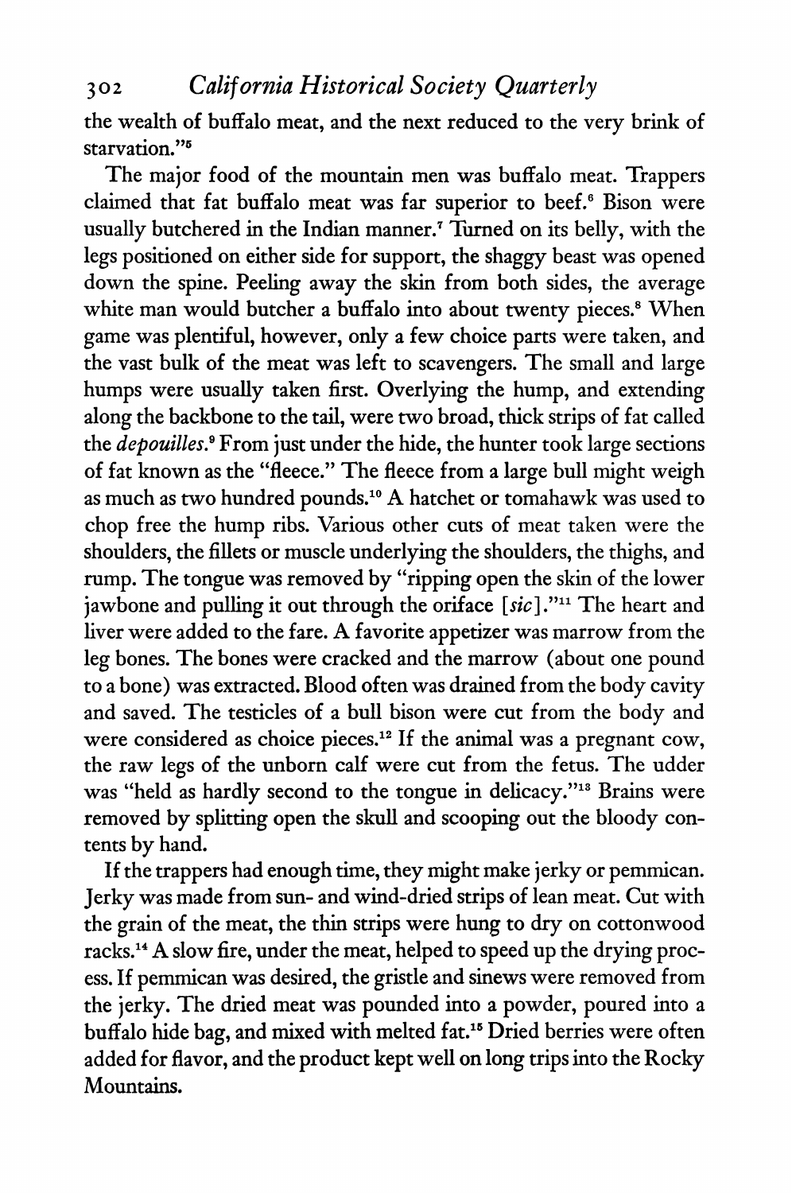the wealth of buffalo meat, and the next reduced to the very brink of starvation."[5]

The major food of the mountain men was buffalo meat. Trappers claimed that fat buffalo meat was far superior to beef.[6] Bison were usually butchered in the Indian manner.[7] Turned on its belly, with the legs positioned on either side for support, the shaggy beast was opened down the spine. Peeling away the skin from both sides, the average white man would butcher a buffalo into about twenty pieces.[8] When game was plentiful, however, only a few choice parts were taken, and the vast bulk of the meat was left to scavengers. The small and large humps were usually taken first. Overlying the hump, and extending along the backbone to the tail, were two broad, thick strips of fat called the *depouilles*.[9] From just under the hide, the hunter took large sections of fat known as the "fleece." The fleece from a large bull might weigh as much as two hundred pounds.[10] A hatchet or tomahawk was used to chop free the hump ribs. Various other cuts of meat taken were the shoulders, the fillets or muscle underlying the shoulders, the thighs, and rump. The tongue was removed by "ripping open the skin of the lower jawbone and pulling it out through the oriface [*sic*]."[11] The heart and liver were added to the fare. A favorite appetizer was marrow from the leg bones. The bones were cracked and the marrow (about one pound to a bone) was extracted. Blood often was drained from the body cavity and saved. The testicles of a bull bison were cut from the body and were considered as choice pieces.[12] If the animal was a pregnant cow, the raw legs of the unborn calf were cut from the fetus. The udder was "held as hardly second to the tongue in delicacy."[13] Brains were removed by splitting open the skull and scooping out the bloody contents by hand.

If the trappers had enough time, they might make jerky or pemmican. Jerky was made from sun- and wind-dried strips of lean meat. Cut with the grain of the meat, the thin strips were hung to dry on cottonwood racks.[14] A slow fire, under the meat, helped to speed up the drying process. If pemmican was desired, the gristle and sinews were removed from the jerky. The dried meat was pounded into a powder, poured into a buffalo hide bag, and mixed with melted fat.[15] Dried berries were often added for flavor, and the product kept well on long trips into the Rocky Mountains.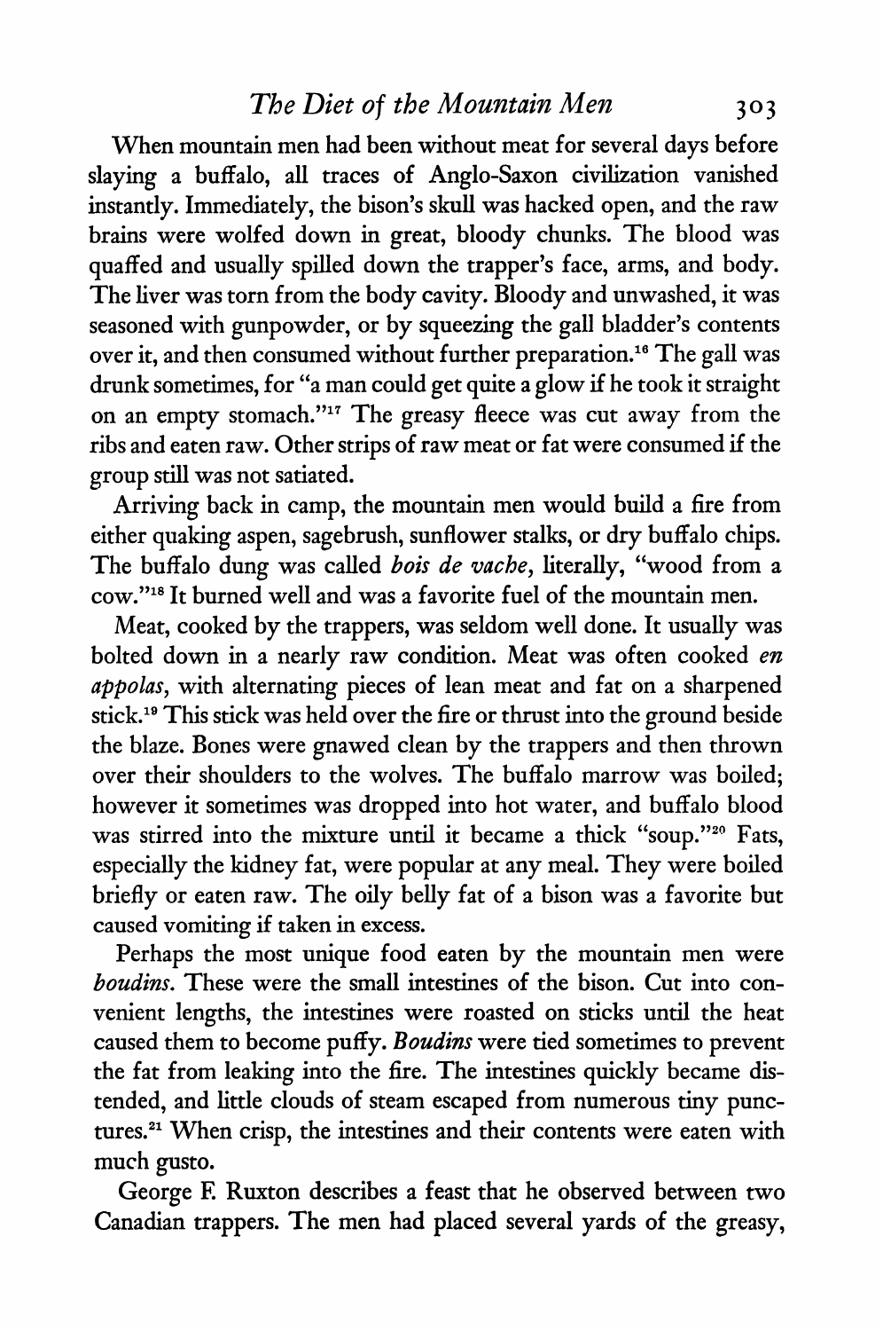When mountain men had been without meat for several days before slaying a buffalo, all traces of Anglo-Saxon civilization vanished instantly. Immediately, the bison's skull was hacked open, and the raw brains were wolfed down in great, bloody chunks. The blood was quaffed and usually spilled down the trapper's face, arms, and body. The liver was torn from the body cavity. Bloody and unwashed, it was seasoned with gunpowder, or by squeezing the gall bladder's contents over it, and then consumed without further preparation.[16] The gall was drunk sometimes, for "a man could get quite a glow if he took it straight on an empty stomach."[17] The greasy fleece was cut away from the ribs and eaten raw. Other strips of raw meat or fat were consumed if the group still was not satiated.

Arriving back in camp, the mountain men would build a fire from either quaking aspen, sagebrush, sunflower stalks, or dry buffalo chips. The buffalo dung was called *bois de vache*, literally, "wood from a cow."[18] It burned well and was a favorite fuel of the mountain men.

Meat, cooked by the trappers, was seldom well done. It usually was bolted down in a nearly raw condition. Meat was often cooked *en appolas*, with alternating pieces of lean meat and fat on a sharpened stick.[19] This stick was held over the fire or thrust into the ground beside the blaze. Bones were gnawed clean by the trappers and then thrown over their shoulders to the wolves. The buffalo marrow was boiled; however it sometimes was dropped into hot water, and buffalo blood was stirred into the mixture until it became a thick "soup."[20] Fats, especially the kidney fat, were popular at any meal. They were boiled briefly or eaten raw. The oily belly fat of a bison was a favorite but caused vomiting if taken in excess.

Perhaps the most unique food eaten by the mountain men were *boudins*. These were the small intestines of the bison. Cut into convenient lengths, the intestines were roasted on sticks until the heat caused them to become puffy. *Boudins* were tied sometimes to prevent the fat from leaking into the fire. The intestines quickly became distended, and little clouds of steam escaped from numerous tiny punctures.[21] When crisp, the intestines and their contents were eaten with much gusto.

George F. Ruxton describes a feast that he observed between two Canadian trappers. The men had placed several yards of the greasy,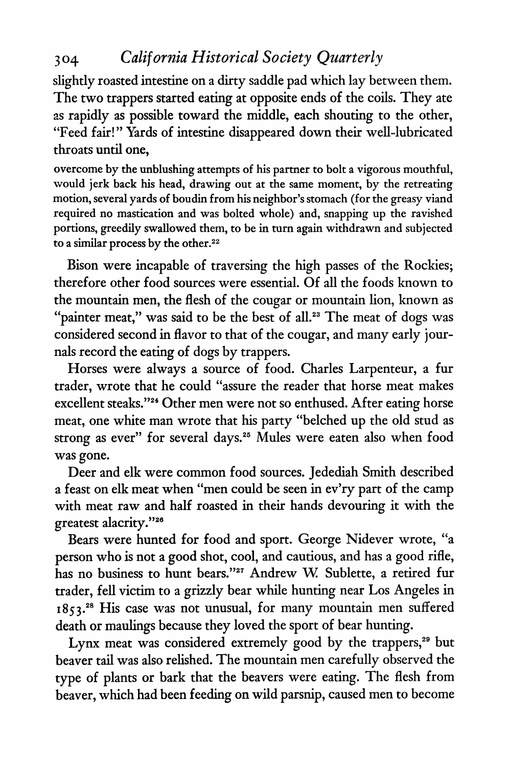slightly roasted intestine on a dirty saddle pad which lay between them. The two trappers started eating at opposite ends of the coils. They ate as rapidly as possible toward the middle, each shouting to the other, "Feed fair!" Yards of intestine disappeared down their well-lubricated throats until one,

> overcome by the unblushing attempts of his partner to bolt a vigorous mouthful, would jerk back his head, drawing out at the same moment, by the retreating motion, several yards of boudin from his neighbor's stomach (for the greasy viand required no mastication and was bolted whole) and, snapping up the ravished portions, greedily swallowed them, to be in turn again withdrawn and subjected to a similar process by the other.[22]

Bison were incapable of traversing the high passes of the Rockies; therefore other food sources were essential. Of all the foods known to the mountain men, the flesh of the cougar or mountain lion, known as "painter meat," was said to be the best of all.[23] The meat of dogs was considered second in flavor to that of the cougar, and many early journals record the eating of dogs by trappers.

Horses were always a source of food. Charles Larpenteur, a fur trader, wrote that he could "assure the reader that horse meat makes excellent steaks."[24] Other men were not so enthused. After eating horse meat, one white man wrote that his party "belched up the old stud as strong as ever" for several days.[25] Mules were eaten also when food was gone.

Deer and elk were common food sources. Jedediah Smith described a feast on elk meat when "men could be seen in ev'ry part of the camp with meat raw and half roasted in their hands devouring it with the greatest alacrity."[26]

Bears were hunted for food and sport. George Nidever wrote, "a person who is not a good shot, cool, and cautious, and has a good rifle, has no business to hunt bears."[27] Andrew W. Sublette, a retired fur trader, fell victim to a grizzly bear while hunting near Los Angeles in 1853.[28] His case was not unusual, for many mountain men suffered death or maulings because they loved the sport of bear hunting.

Lynx meat was considered extremely good by the trappers,[29] but beaver tail was also relished. The mountain men carefully observed the type of plants or bark that the beavers were eating. The flesh from beaver, which had been feeding on wild parsnip, caused men to become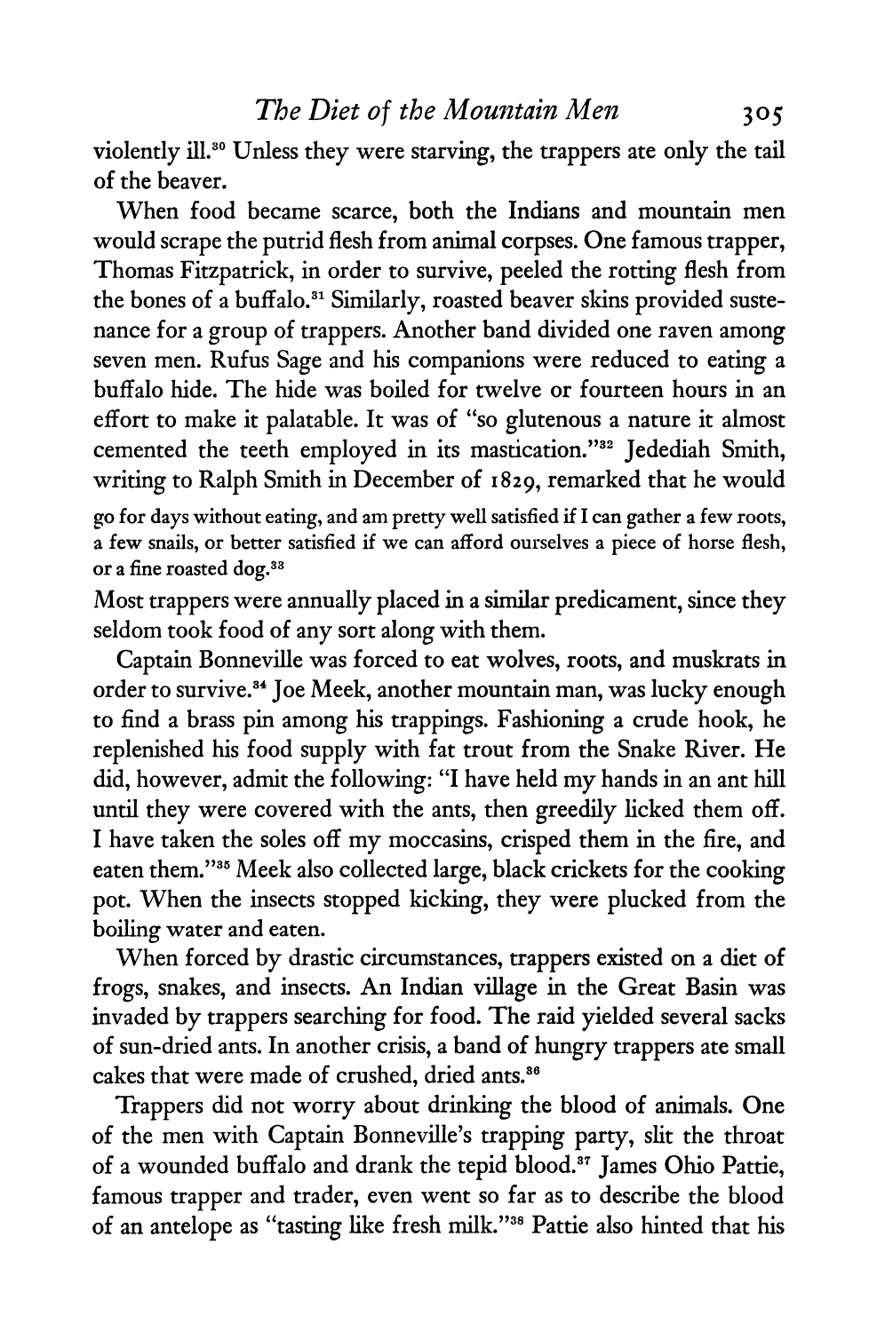violently ill.[30] Unless they were starving, the trappers ate only the tail of the beaver.

When food became scarce, both the Indians and mountain men would scrape the putrid flesh from animal corpses. One famous trapper, Thomas Fitzpatrick, in order to survive, peeled the rotting flesh from the bones of a buffalo.[31] Similarly, roasted beaver skins provided sustenance for a group of trappers. Another band divided one raven among seven men. Rufus Sage and his companions were reduced to eating a buffalo hide. The hide was boiled for twelve or fourteen hours in an effort to make it palatable. It was of "so glutenous a nature it almost cemented the teeth employed in its mastication."[32] Jedediah Smith, writing to Ralph Smith in December of 1829, remarked that he would

> go for days without eating, and am pretty well satisfied if I can gather a few roots, a few snails, or better satisfied if we can afford ourselves a piece of horse flesh, or a fine roasted dog.[33]

Most trappers were annually placed in a similar predicament, since they seldom took food of any sort along with them.

Captain Bonneville was forced to eat wolves, roots, and muskrats in order to survive.[34] Joe Meek, another mountain man, was lucky enough to find a brass pin among his trappings. Fashioning a crude hook, he replenished his food supply with fat trout from the Snake River. He did, however, admit the following: "I have held my hands in an ant hill until they were covered with the ants, then greedily licked them off. I have taken the soles off my moccasins, crisped them in the fire, and eaten them."[35] Meek also collected large, black crickets for the cooking pot. When the insects stopped kicking, they were plucked from the boiling water and eaten.

When forced by drastic circumstances, trappers existed on a diet of frogs, snakes, and insects. An Indian village in the Great Basin was invaded by trappers searching for food. The raid yielded several sacks of sun-dried ants. In another crisis, a band of hungry trappers ate small cakes that were made of crushed, dried ants.[36]

Trappers did not worry about drinking the blood of animals. One of the men with Captain Bonneville's trapping party, slit the throat of a wounded buffalo and drank the tepid blood.[37] James Ohio Pattie, famous trapper and trader, even went so far as to describe the blood of an antelope as "tasting like fresh milk."[38] Pattie also hinted that his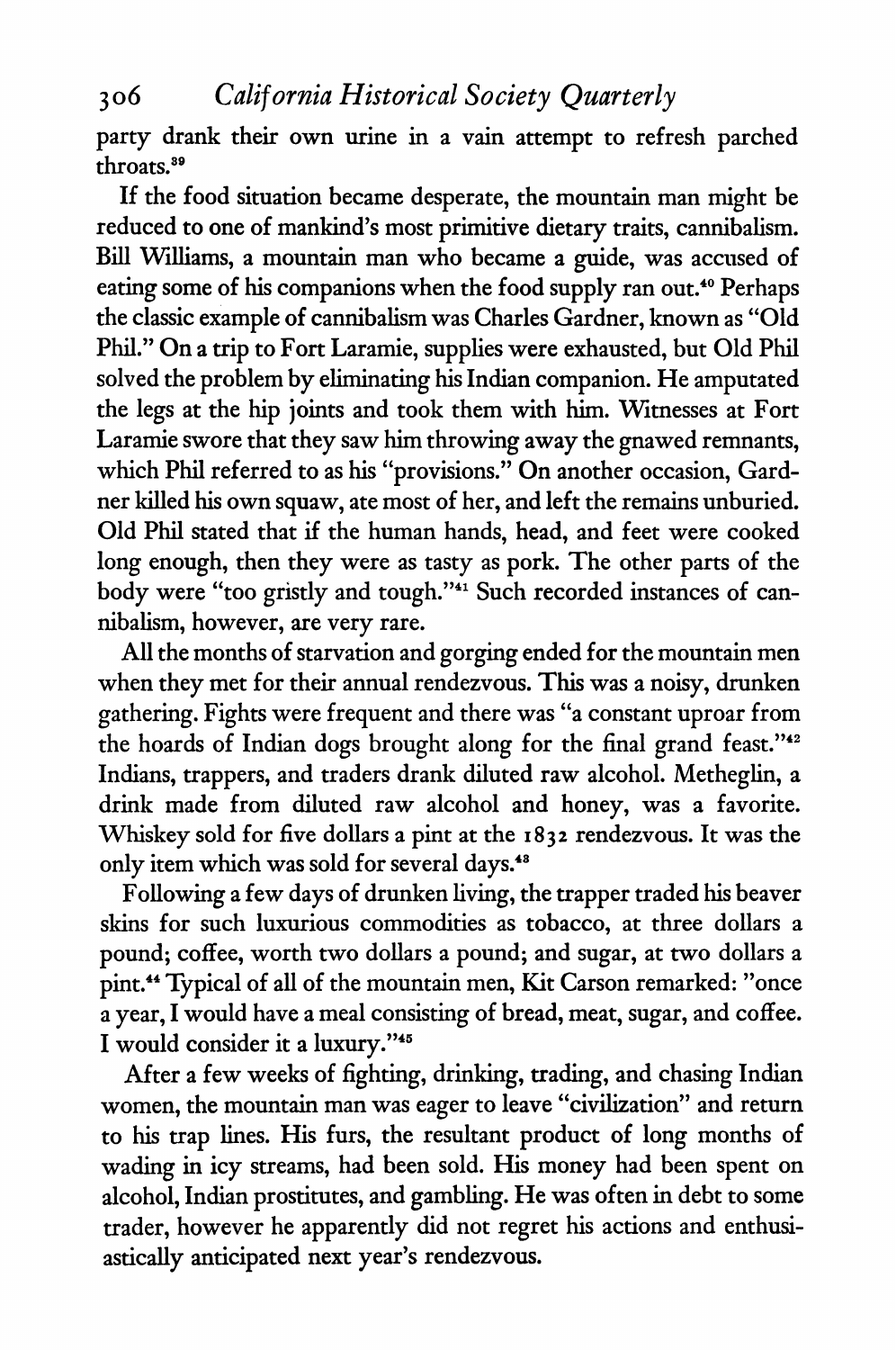party drank their own urine in a vain attempt to refresh parched throats.[39]

If the food situation became desperate, the mountain man might be reduced to one of mankind's most primitive dietary traits, cannibalism. Bill Williams, a mountain man who became a guide, was accused of eating some of his companions when the food supply ran out.[40] Perhaps the classic example of cannibalism was Charles Gardner, known as "Old Phil." On a trip to Fort Laramie, supplies were exhausted, but Old Phil solved the problem by eliminating his Indian companion. He amputated the legs at the hip joints and took them with him. Witnesses at Fort Laramie swore that they saw him throwing away the gnawed remnants, which Phil referred to as his "provisions." On another occasion, Gardner killed his own squaw, ate most of her, and left the remains unburied. Old Phil stated that if the human hands, head, and feet were cooked long enough, then they were as tasty as pork. The other parts of the body were "too gristly and tough."[41] Such recorded instances of cannibalism, however, are very rare.

All the months of starvation and gorging ended for the mountain men when they met for their annual rendezvous. This was a noisy, drunken gathering. Fights were frequent and there was "a constant uproar from the hoards of Indian dogs brought along for the final grand feast."[42] Indians, trappers, and traders drank diluted raw alcohol. Metheglin, a drink made from diluted raw alcohol and honey, was a favorite. Whiskey sold for five dollars a pint at the 1832 rendezvous. It was the only item which was sold for several days.[43]

Following a few days of drunken living, the trapper traded his beaver skins for such luxurious commodities as tobacco, at three dollars a pound; coffee, worth two dollars a pound; and sugar, at two dollars a pint.[44] Typical of all of the mountain men, Kit Carson remarked: "once a year, I would have a meal consisting of bread, meat, sugar, and coffee. I would consider it a luxury."[45]

After a few weeks of fighting, drinking, trading, and chasing Indian women, the mountain man was eager to leave "civilization" and return to his trap lines. His furs, the resultant product of long months of wading in icy streams, had been sold. His money had been spent on alcohol, Indian prostitutes, and gambling. He was often in debt to some trader, however he apparently did not regret his actions and enthusiastically anticipated next year's rendezvous.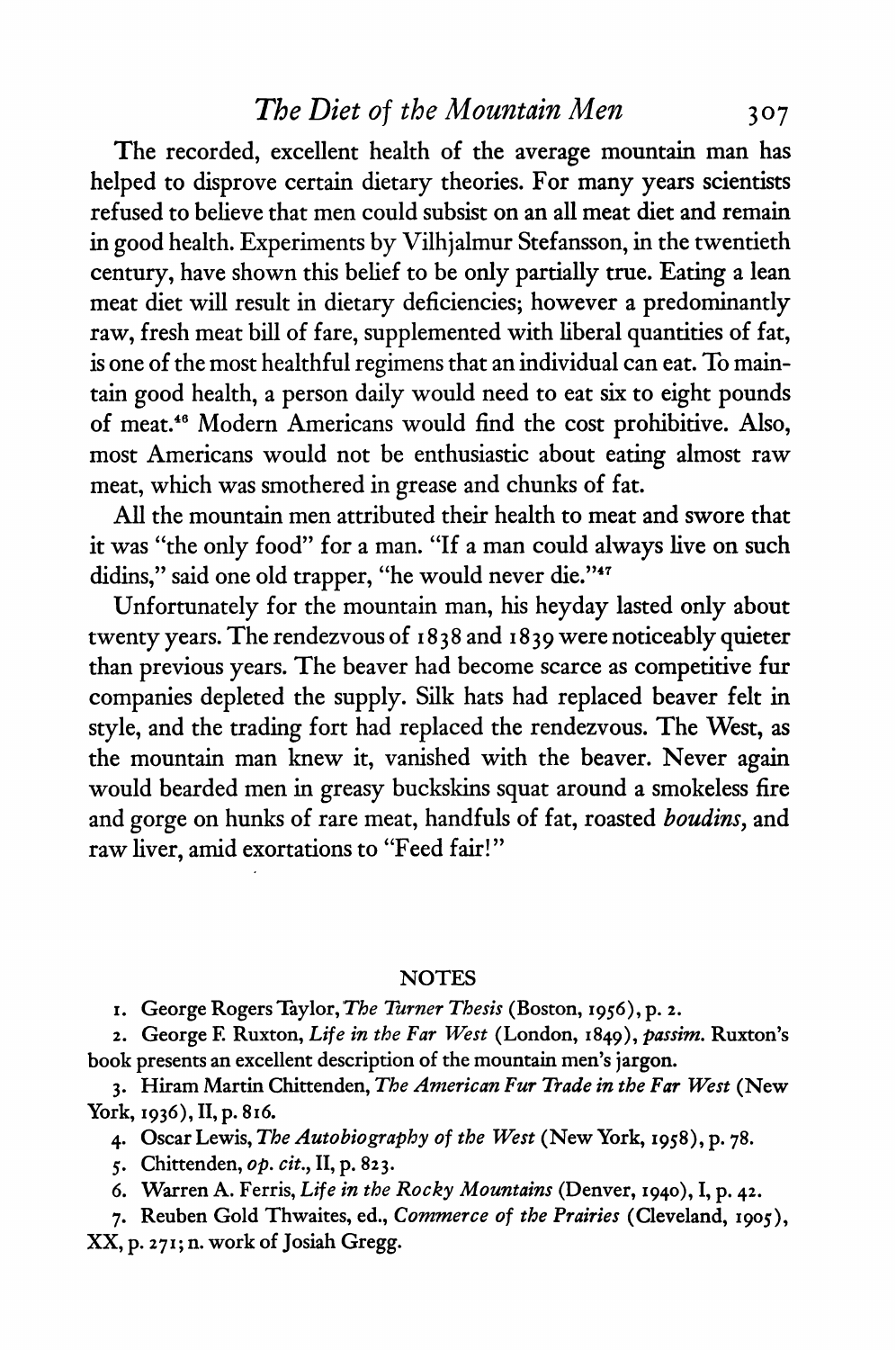The recorded, excellent health of the average mountain man has helped to disprove certain dietary theories. For many years scientists refused to believe that men could subsist on an all meat diet and remain in good health. Experiments by Vilhjalmur Stefansson, in the twentieth century, have shown this belief to be only partially true. Eating a lean meat diet will result in dietary deficiencies; however a predominantly raw, fresh meat bill of fare, supplemented with liberal quantities of fat, is one of the most healthful regimens that an individual can eat. To maintain good health, a person daily would need to eat six to eight pounds of meat.[46] Modern Americans would find the cost prohibitive. Also, most Americans would not be enthusiastic about eating almost raw meat, which was smothered in grease and chunks of fat.

All the mountain men attributed their health to meat and swore that it was "the only food" for a man. "If a man could always live on such didins," said one old trapper, "he would never die."[47]

Unfortunately for the mountain man, his heyday lasted only about twenty years. The rendezvous of 1838 and 1839 were noticeably quieter than previous years. The beaver had become scarce as competitive fur companies depleted the supply. Silk hats had replaced beaver felt in style, and the trading fort had replaced the rendezvous. The West, as the mountain man knew it, vanished with the beaver. Never again would bearded men in greasy buckskins squat around a smokeless fire and gorge on hunks of rare meat, handfuls of fat, roasted *boudins*, and raw liver, amid exortations to "Feed fair!"

## NOTES

1. George Rogers Taylor, *The Turner Thesis* (Boston, 1956), p. 2.
2. George F. Ruxton, *Life in the Far West* (London, 1849), *passim*. Ruxton's book presents an excellent description of the mountain men's jargon.
3. Hiram Martin Chittenden, *The American Fur Trade in the Far West* (New York, 1936), II, p. 816.
4. Oscar Lewis, *The Autobiography of the West* (New York, 1958), p. 78.
5. Chittenden, *op. cit.*, II, p. 823.
6. Warren A. Ferris, *Life in the Rocky Mountains* (Denver, 1940), I, p. 42.
7. Reuben Gold Thwaites, ed., *Commerce of the Prairies* (Cleveland, 1905), XX, p. 271; n. work of Josiah Gregg.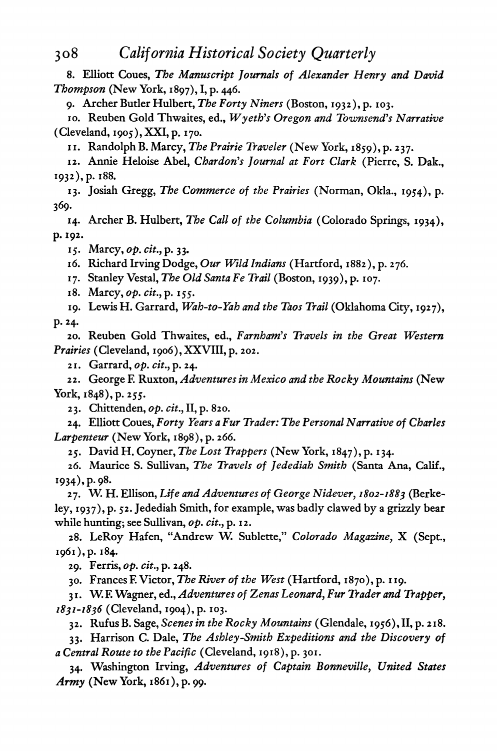8. Elliott Coues, *The Manuscript Journals of Alexander Henry and David Thompson* (New York, 1897), I, p. 446.

9. Archer Butler Hulbert, *The Forty Niners* (Boston, 1932), p. 103.

10. Reuben Gold Thwaites, ed., *Wyeth's Oregon and Townsend's Narrative* (Cleveland, 1905), XXI, p. 170.

11. Randolph B. Marcy, *The Prairie Traveler* (New York, 1859), p. 237.

12. Annie Heloise Abel, *Chardon's Journal at Fort Clark* (Pierre, S. Dak., 1932), p. 188.

13. Josiah Gregg, *The Commerce of the Prairies* (Norman, Okla., 1954), p. 369.

14. Archer B. Hulbert, *The Call of the Columbia* (Colorado Springs, 1934), p. 192.

15. Marcy, *op. cit.*, p. 33.

16. Richard Irving Dodge, *Our Wild Indians* (Hartford, 1882), p. 276.

17. Stanley Vestal, *The Old Santa Fe Trail* (Boston, 1939), p. 107.

18. Marcy, *op. cit.*, p. 155.

19. Lewis H. Garrard, *Wah-to-Yah and the Taos Trail* (Oklahoma City, 1927), p. 24.

20. Reuben Gold Thwaites, ed., *Farnham's Travels in the Great Western Prairies* (Cleveland, 1906), XXVIII, p. 202.

21. Garrard, *op. cit.*, p. 24.

22. George F. Ruxton, *Adventures in Mexico and the Rocky Mountains* (New York, 1848), p. 255.

23. Chittenden, *op. cit.*, II, p. 820.

24. Elliott Coues, *Forty Years a Fur Trader: The Personal Narrative of Charles Larpenteur* (New York, 1898), p. 266.

25. David H. Coyner, *The Lost Trappers* (New York, 1847), p. 134.

26. Maurice S. Sullivan, *The Travels of Jedediah Smith* (Santa Ana, Calif., 1934), p. 98.

27. W. H. Ellison, *Life and Adventures of George Nidever, 1802-1883* (Berkeley, 1937), p. 52. Jedediah Smith, for example, was badly clawed by a grizzly bear while hunting; see Sullivan, *op. cit.*, p. 12.

28. LeRoy Hafen, "Andrew W. Sublette," *Colorado Magazine*, X (Sept., 1961), p. 184.

29. Ferris, *op. cit.*, p. 248.

30. Frances F. Victor, *The River of the West* (Hartford, 1870), p. 119.

31. W. F. Wagner, ed., *Adventures of Zenas Leonard, Fur Trader and Trapper, 1831-1836* (Cleveland, 1904), p. 103.

32. Rufus B. Sage, *Scenes in the Rocky Mountains* (Glendale, 1956), II, p. 218.

33. Harrison C. Dale, *The Ashley-Smith Expeditions and the Discovery of a Central Route to the Pacific* (Cleveland, 1918), p. 301.

34. Washington Irving, *Adventures of Captain Bonneville, United States Army* (New York, 1861), p. 99.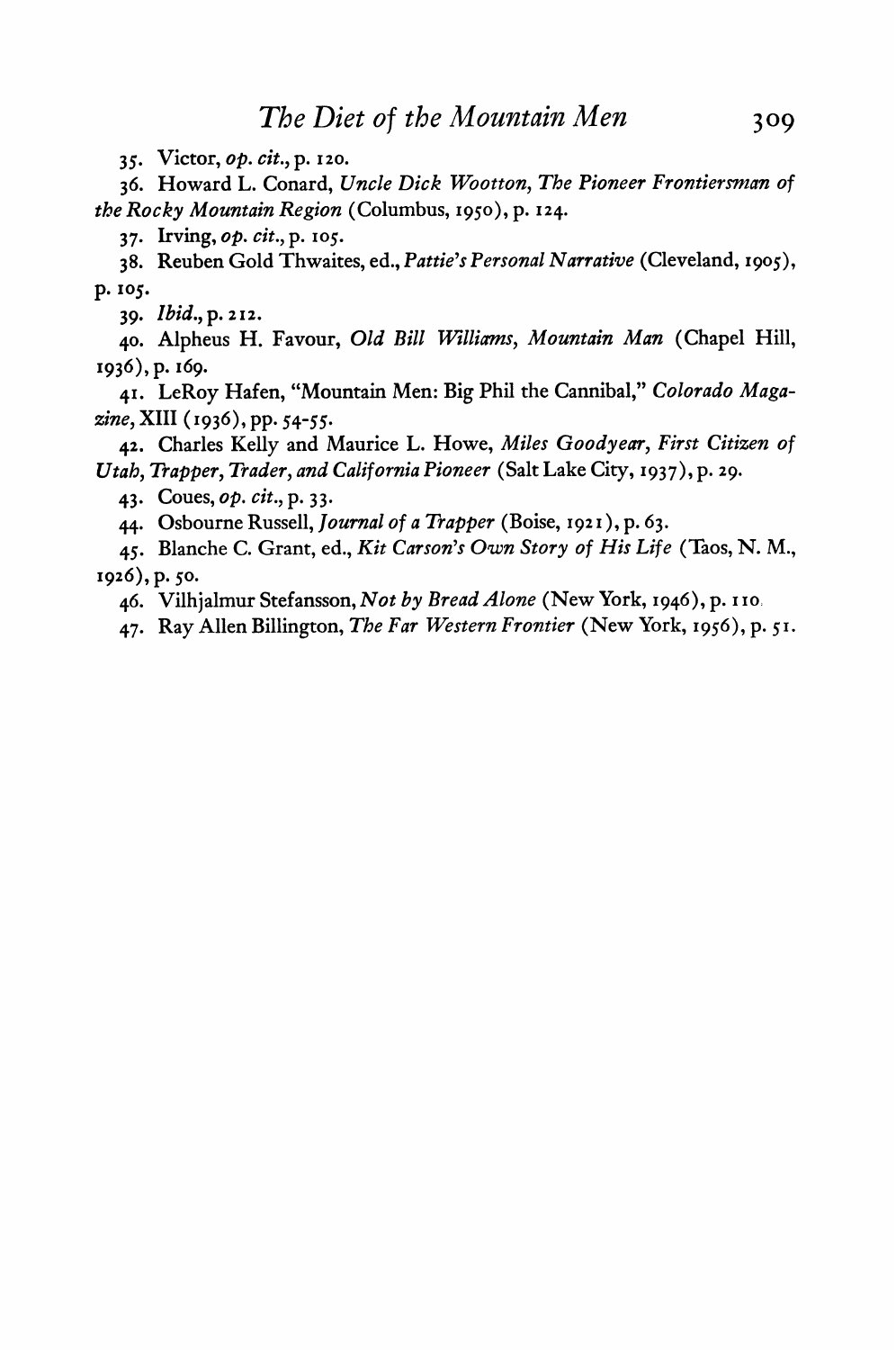35. Victor, *op. cit.*, p. 120.

36. Howard L. Conard, *Uncle Dick Wootton, The Pioneer Frontiersman of the Rocky Mountain Region* (Columbus, 1950), p. 124.

37. Irving, *op. cit.*, p. 105.

38. Reuben Gold Thwaites, ed., *Pattie's Personal Narrative* (Cleveland, 1905), p. 105.

39. *Ibid.*, p. 212.

40. Alpheus H. Favour, *Old Bill Williams, Mountain Man* (Chapel Hill, 1936), p. 169.

41. LeRoy Hafen, "Mountain Men: Big Phil the Cannibal," *Colorado Magazine*, XIII (1936), pp. 54-55.

42. Charles Kelly and Maurice L. Howe, *Miles Goodyear, First Citizen of Utah, Trapper, Trader, and California Pioneer* (Salt Lake City, 1937), p. 29.

43. Coues, *op. cit.*, p. 33.

44. Osbourne Russell, *Journal of a Trapper* (Boise, 1921), p. 63.

45. Blanche C. Grant, ed., *Kit Carson's Own Story of His Life* (Taos, N. M., 1926), p. 50.

46. Vilhjalmur Stefansson, *Not by Bread Alone* (New York, 1946), p. 110.

47. Ray Allen Billington, *The Far Western Frontier* (New York, 1956), p. 51.